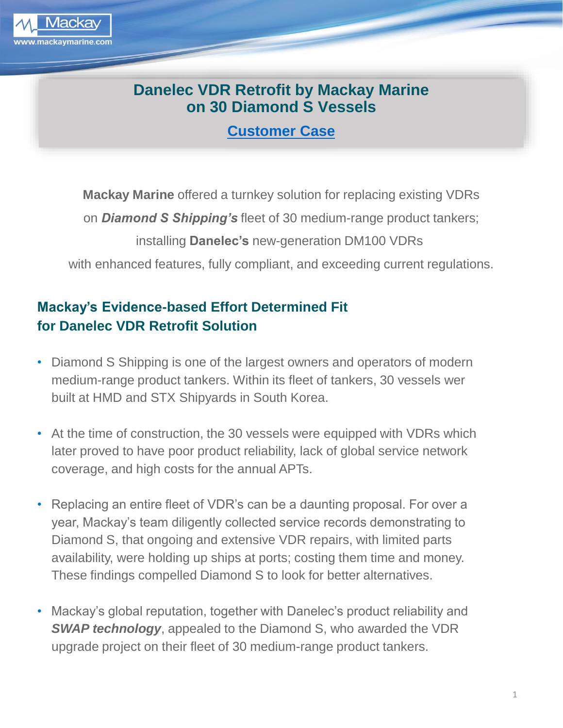# Danelec VDR Retrofit by Mackay Marine on 30 Diamond S Vessels

## Customer Case

**Mackay Marine** offered a turnkey solution for replacing existing VDRs on ***Diamond S Shipping's*** fleet of 30 medium-range product tankers; installing **Danelec's** new-generation DM100 VDRs with enhanced features, fully compliant, and exceeding current regulations.

## Mackay's Evidence-based Effort Determined Fit for Danelec VDR Retrofit Solution

- Diamond S Shipping is one of the largest owners and operators of modern medium-range product tankers. Within its fleet of tankers, 30 vessels wer built at HMD and STX Shipyards in South Korea.
- At the time of construction, the 30 vessels were equipped with VDRs which later proved to have poor product reliability, lack of global service network coverage, and high costs for the annual APTs.
- Replacing an entire fleet of VDR's can be a daunting proposal. For over a year, Mackay's team diligently collected service records demonstrating to Diamond S, that ongoing and extensive VDR repairs, with limited parts availability, were holding up ships at ports; costing them time and money. These findings compelled Diamond S to look for better alternatives.
- Mackay's global reputation, together with Danelec's product reliability and ***SWAP technology***, appealed to the Diamond S, who awarded the VDR upgrade project on their fleet of 30 medium-range product tankers.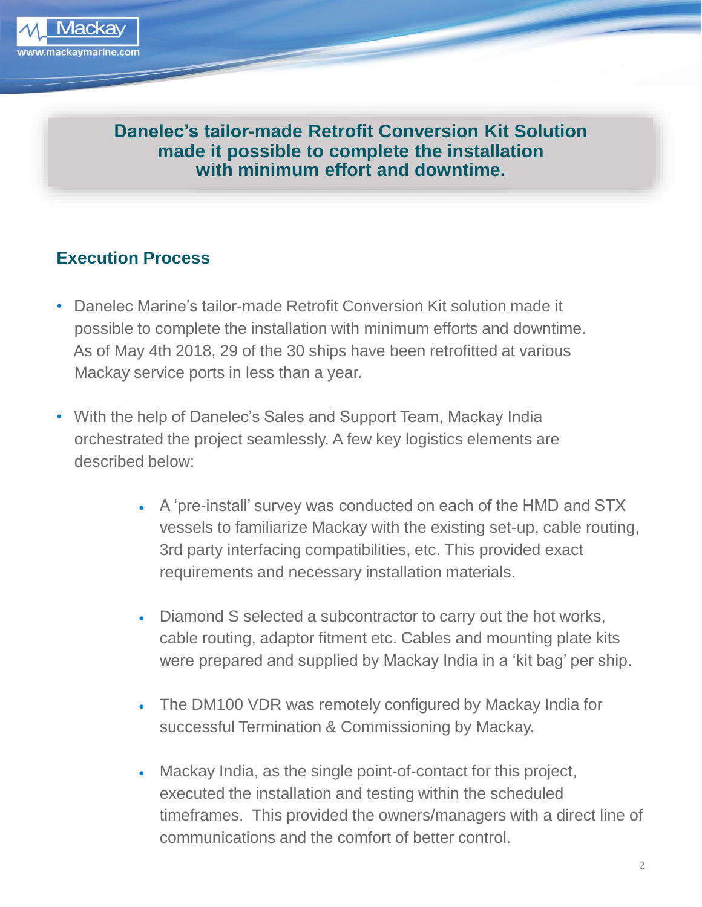**Danelec's tailor-made Retrofit Conversion Kit Solution made it possible to complete the installation with minimum effort and downtime.**

## Execution Process

- Danelec Marine's tailor-made Retrofit Conversion Kit solution made it possible to complete the installation with minimum efforts and downtime. As of May 4th 2018, 29 of the 30 ships have been retrofitted at various Mackay service ports in less than a year.

- With the help of Danelec's Sales and Support Team, Mackay India orchestrated the project seamlessly. A few key logistics elements are described below:

    - A 'pre-install' survey was conducted on each of the HMD and STX vessels to familiarize Mackay with the existing set-up, cable routing, 3rd party interfacing compatibilities, etc. This provided exact requirements and necessary installation materials.

    - Diamond S selected a subcontractor to carry out the hot works, cable routing, adaptor fitment etc. Cables and mounting plate kits were prepared and supplied by Mackay India in a 'kit bag' per ship.

    - The DM100 VDR was remotely configured by Mackay India for successful Termination & Commissioning by Mackay.

    - Mackay India, as the single point-of-contact for this project, executed the installation and testing within the scheduled timeframes. This provided the owners/managers with a direct line of communications and the comfort of better control.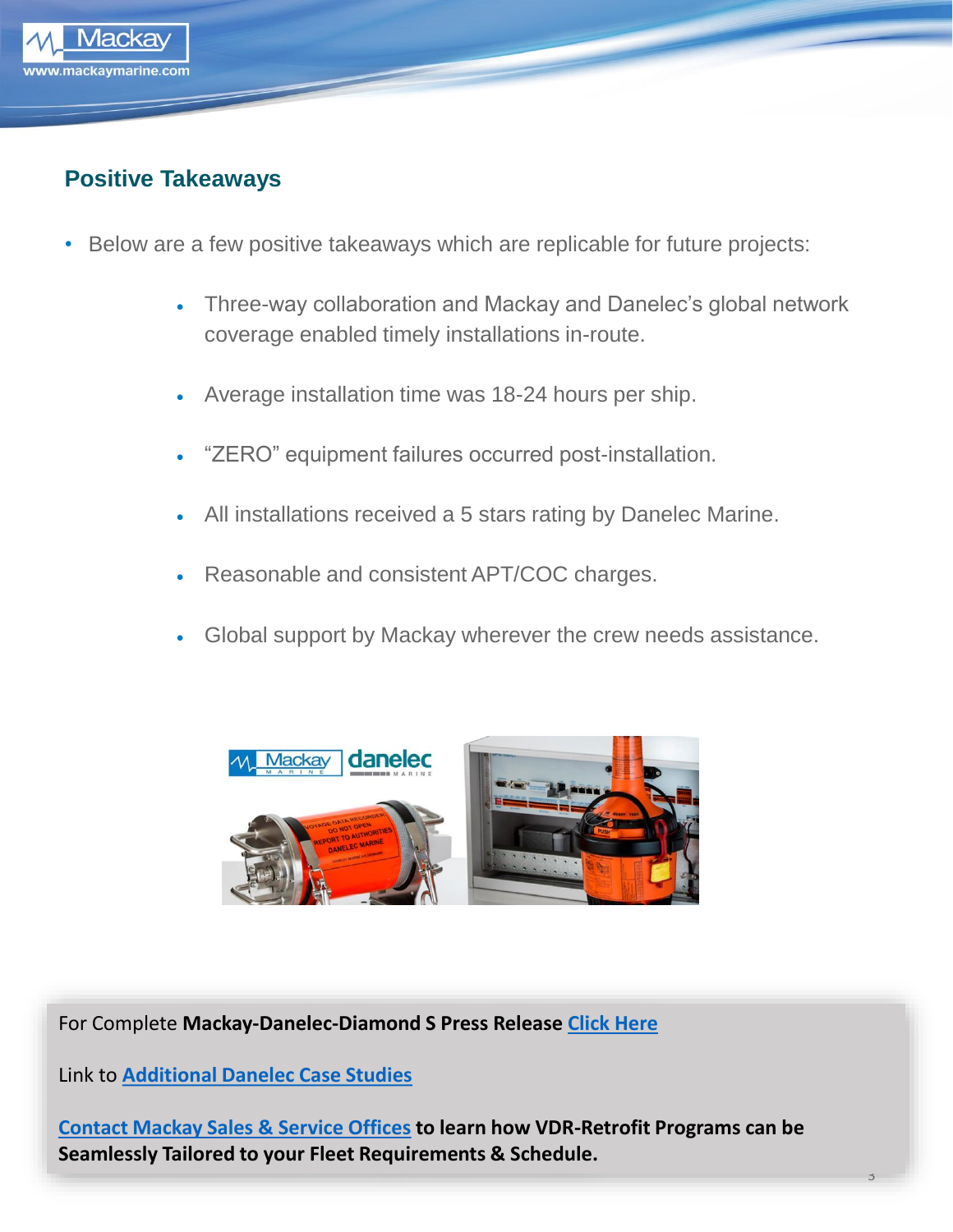## Positive Takeaways

- Below are a few positive takeaways which are replicable for future projects:
  - Three-way collaboration and Mackay and Danelec's global network coverage enabled timely installations in-route.
  - Average installation time was 18-24 hours per ship.
  - "ZERO" equipment failures occurred post-installation.
  - All installations received a 5 stars rating by Danelec Marine.
  - Reasonable and consistent APT/COC charges.
  - Global support by Mackay wherever the crew needs assistance.

For Complete **Mackay-Danelec-Diamond S Press Release** [Click Here]

Link to **[Additional Danelec Case Studies]**

**[Contact Mackay Sales & Service Offices] to learn how VDR-Retrofit Programs can be Seamlessly Tailored to your Fleet Requirements & Schedule.**